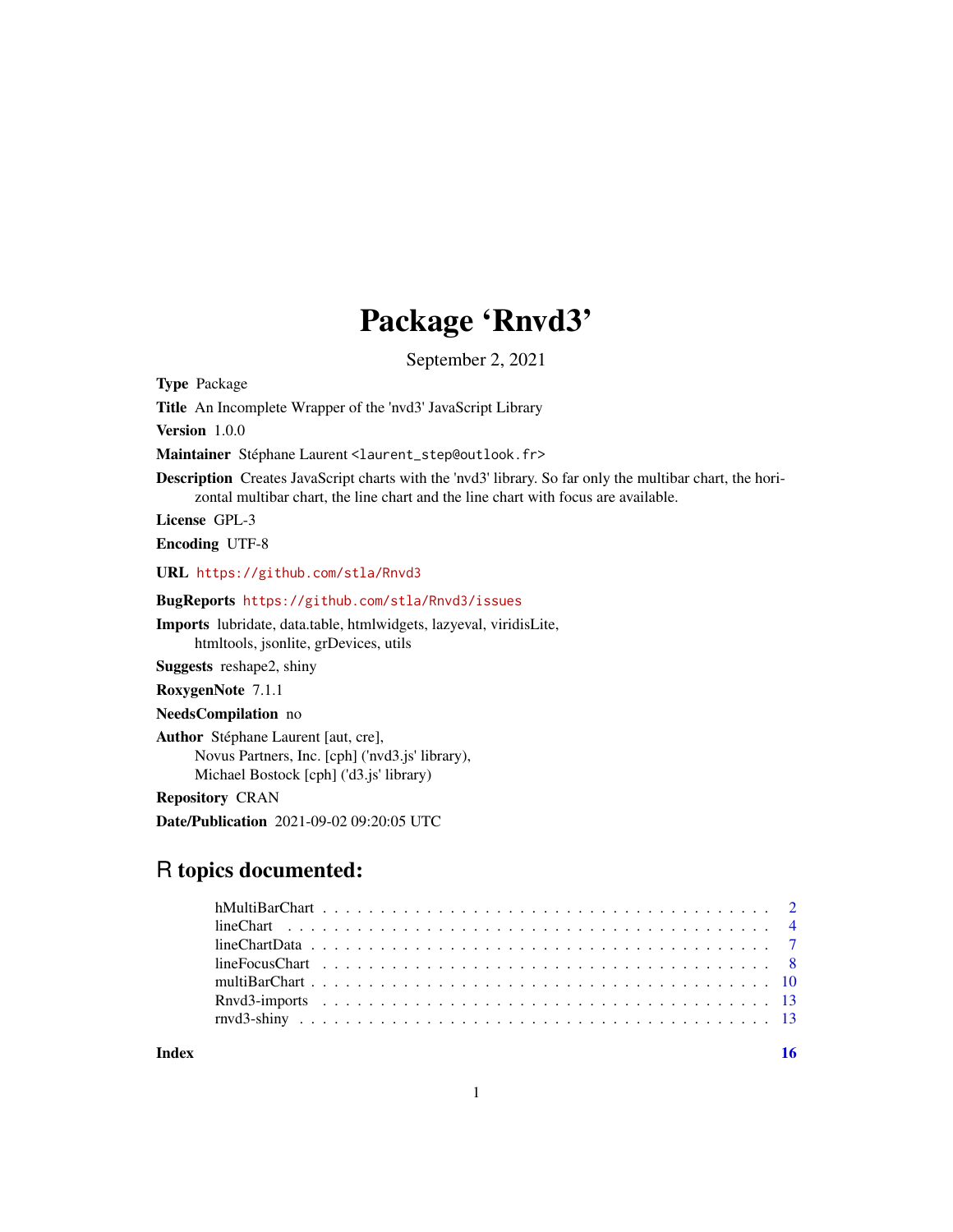# Package 'Rnvd3'

September 2, 2021

**Type** Package

**Title** An Incomplete Wrapper of the 'nvd3' JavaScript Library

**Version** 1.0.0

**Maintainer** Stéphane Laurent <laurent_step@outlook.fr>

**Description** Creates JavaScript charts with the 'nvd3' library. So far only the multibar chart, the horizontal multibar chart, the line chart and the line chart with focus are available.

**License** GPL-3

**Encoding** UTF-8

**URL** https://github.com/stla/Rnvd3

**BugReports** https://github.com/stla/Rnvd3/issues

**Imports** lubridate, data.table, htmlwidgets, lazyeval, viridisLite, htmltools, jsonlite, grDevices, utils

**Suggests** reshape2, shiny

**RoxygenNote** 7.1.1

**NeedsCompilation** no

**Author** Stéphane Laurent [aut, cre], Novus Partners, Inc. [cph] ('nvd3.js' library), Michael Bostock [cph] ('d3.js' library)

**Repository** CRAN

**Date/Publication** 2021-09-02 09:20:05 UTC

## R topics documented:

| | |
|---|---|
| hMultiBarChart | 2 |
| lineChart | 4 |
| lineChartData | 7 |
| lineFocusChart | 8 |
| multiBarChart | 10 |
| Rnvd3-imports | 13 |
| rnvd3-shiny | 13 |
| **Index** | **16** |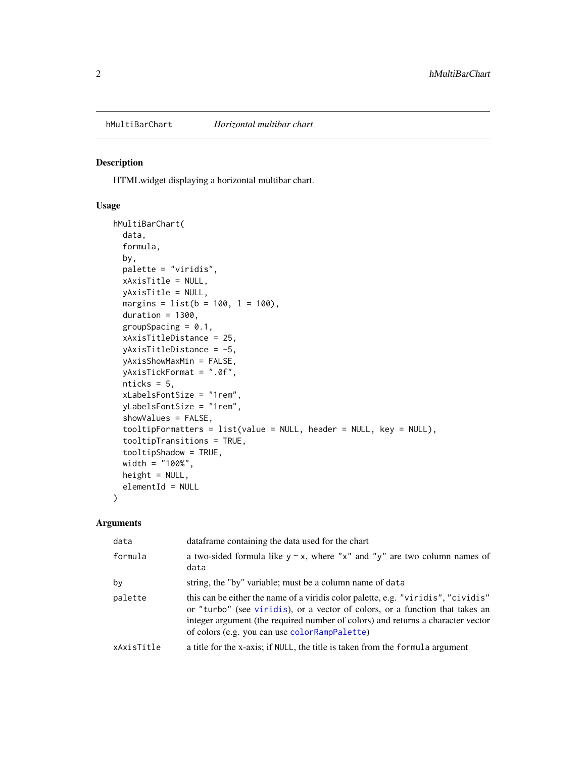`hMultiBarChart` *Horizontal multibar chart*

## Description

HTMLwidget displaying a horizontal multibar chart.

## Usage

```
hMultiBarChart(
  data,
  formula,
  by,
  palette = "viridis",
  xAxisTitle = NULL,
  yAxisTitle = NULL,
  margins = list(b = 100, l = 100),
  duration = 1300,
  groupSpacing = 0.1,
  xAxisTitleDistance = 25,
  yAxisTitleDistance = -5,
  yAxisShowMaxMin = FALSE,
  yAxisTickFormat = ".0f",
  nticks = 5,
  xLabelsFontSize = "1rem",
  yLabelsFontSize = "1rem",
  showValues = FALSE,
  tooltipFormatters = list(value = NULL, header = NULL, key = NULL),
  tooltipTransitions = TRUE,
  tooltipShadow = TRUE,
  width = "100%",
  height = NULL,
  elementId = NULL
)
```

## Arguments

| | |
|---|---|
| `data` | dataframe containing the data used for the chart |
| `formula` | a two-sided formula like `y ~ x`, where `"x"` and `"y"` are two column names of `data` |
| `by` | string, the "by" variable; must be a column name of `data` |
| `palette` | this can be either the name of a viridis color palette, e.g. `"viridis"`, `"cividis"` or `"turbo"` (see `viridis`), or a vector of colors, or a function that takes an integer argument (the required number of colors) and returns a character vector of colors (e.g. you can use `colorRampPalette`) |
| `xAxisTitle` | a title for the x-axis; if `NULL`, the title is taken from the `formula` argument |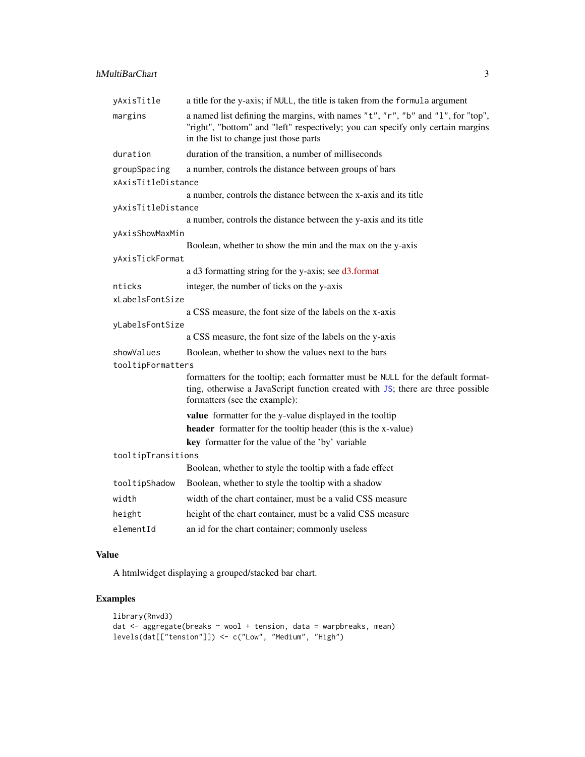| | |
|---|---|
| `yAxisTitle` | a title for the y-axis; if `NULL`, the title is taken from the `formula` argument |
| `margins` | a named list defining the margins, with names `"t"`, `"r"`, `"b"` and `"l"`, for "top", "right", "bottom" and "left" respectively; you can specify only certain margins in the list to change just those parts |
| `duration` | duration of the transition, a number of milliseconds |
| `groupSpacing` | a number, controls the distance between groups of bars |
| `xAxisTitleDistance` | a number, controls the distance between the x-axis and its title |
| `yAxisTitleDistance` | a number, controls the distance between the y-axis and its title |
| `yAxisShowMaxMin` | Boolean, whether to show the min and the max on the y-axis |
| `yAxisTickFormat` | a d3 formatting string for the y-axis; see d3.format |
| `nticks` | integer, the number of ticks on the y-axis |
| `xLabelsFontSize` | a CSS measure, the font size of the labels on the x-axis |
| `yLabelsFontSize` | a CSS measure, the font size of the labels on the y-axis |
| `showValues` | Boolean, whether to show the values next to the bars |
| `tooltipFormatters` | formatters for the tooltip; each formatter must be `NULL` for the default formatting, otherwise a JavaScript function created with `JS`; there are three possible formatters (see the example):<br>**value** formatter for the y-value displayed in the tooltip<br>**header** formatter for the tooltip header (this is the x-value)<br>**key** formatter for the value of the 'by' variable |
| `tooltipTransitions` | Boolean, whether to style the tooltip with a fade effect |
| `tooltipShadow` | Boolean, whether to style the tooltip with a shadow |
| `width` | width of the chart container, must be a valid CSS measure |
| `height` | height of the chart container, must be a valid CSS measure |
| `elementId` | an id for the chart container; commonly useless |

## Value

A htmlwidget displaying a grouped/stacked bar chart.

## Examples

```
library(Rnvd3)
dat <- aggregate(breaks ~ wool + tension, data = warpbreaks, mean)
levels(dat[["tension"]]) <- c("Low", "Medium", "High")
```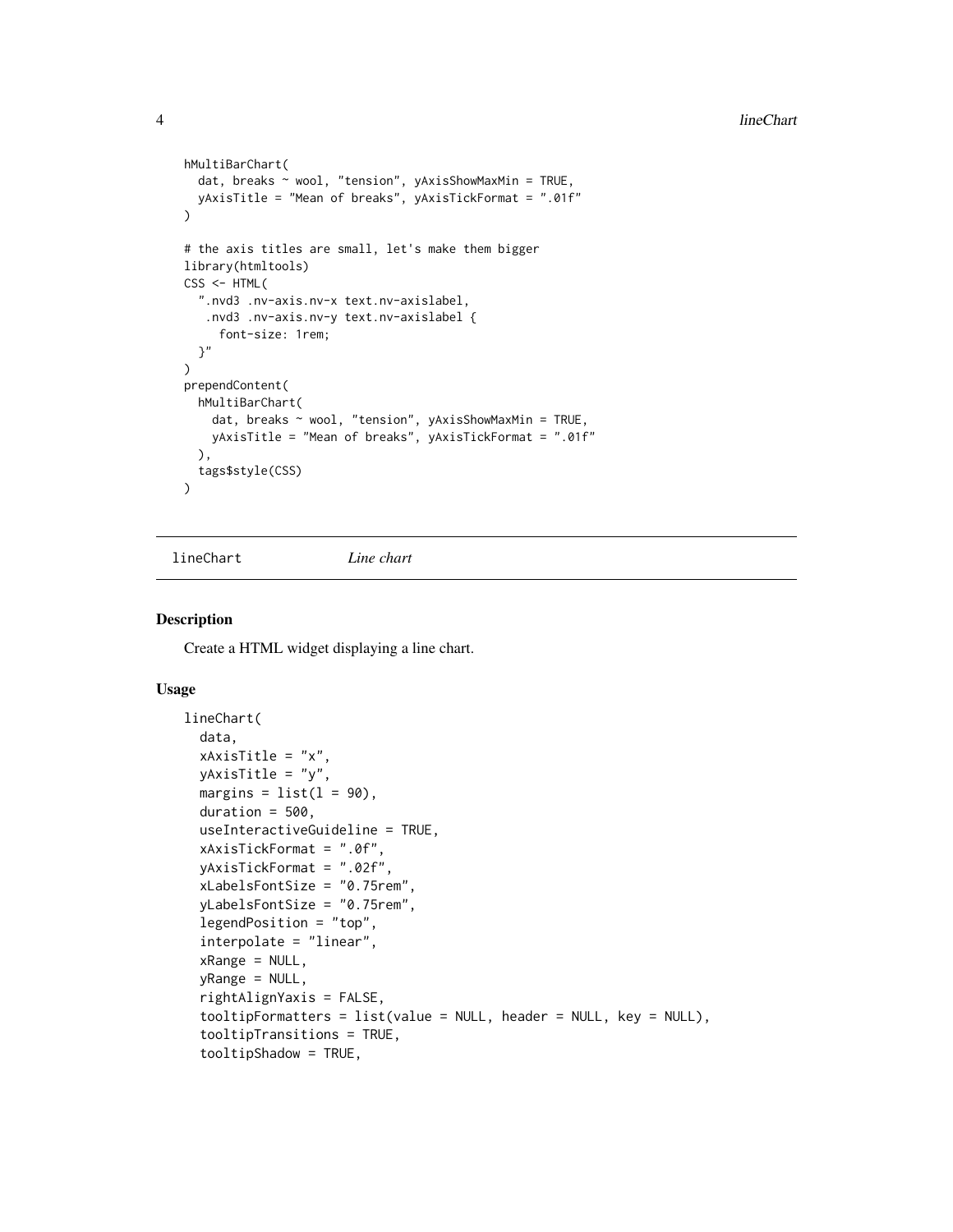```
hMultiBarChart(
  dat, breaks ~ wool, "tension", yAxisShowMaxMin = TRUE,
  yAxisTitle = "Mean of breaks", yAxisTickFormat = ".01f"
)

# the axis titles are small, let's make them bigger
library(htmltools)
CSS <- HTML(
  ".nvd3 .nv-axis.nv-x text.nv-axislabel,
   .nvd3 .nv-axis.nv-y text.nv-axislabel {
     font-size: 1rem;
  }"
)
prependContent(
  hMultiBarChart(
    dat, breaks ~ wool, "tension", yAxisShowMaxMin = TRUE,
    yAxisTitle = "Mean of breaks", yAxisTickFormat = ".01f"
  ),
  tags$style(CSS)
)
```

## lineChart *Line chart*

### Description

Create a HTML widget displaying a line chart.

### Usage

```
lineChart(
  data,
  xAxisTitle = "x",
  yAxisTitle = "y",
  margins = list(l = 90),
  duration = 500,
  useInteractiveGuideline = TRUE,
  xAxisTickFormat = ".0f",
  yAxisTickFormat = ".02f",
  xLabelsFontSize = "0.75rem",
  yLabelsFontSize = "0.75rem",
  legendPosition = "top",
  interpolate = "linear",
  xRange = NULL,
  yRange = NULL,
  rightAlignYaxis = FALSE,
  tooltipFormatters = list(value = NULL, header = NULL, key = NULL),
  tooltipTransitions = TRUE,
  tooltipShadow = TRUE,
```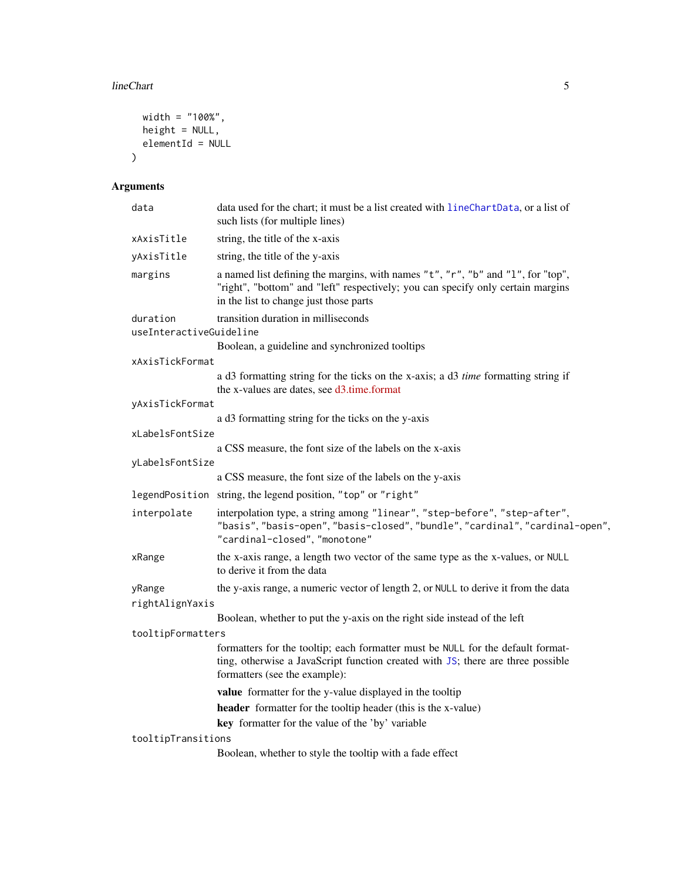```
  width = "100%",
  height = NULL,
  elementId = NULL
)
```

## Arguments

| Argument | Description |
|---|---|
| `data` | data used for the chart; it must be a list created with `lineChartData`, or a list of such lists (for multiple lines) |
| `xAxisTitle` | string, the title of the x-axis |
| `yAxisTitle` | string, the title of the y-axis |
| `margins` | a named list defining the margins, with names `"t"`, `"r"`, `"b"` and `"l"`, for "top", "right", "bottom" and "left" respectively; you can specify only certain margins in the list to change just those parts |
| `duration` | transition duration in milliseconds |
| `useInteractiveGuideline` | Boolean, a guideline and synchronized tooltips |
| `xAxisTickFormat` | a d3 formatting string for the ticks on the x-axis; a d3 *time* formatting string if the x-values are dates, see d3.time.format |
| `yAxisTickFormat` | a d3 formatting string for the ticks on the y-axis |
| `xLabelsFontSize` | a CSS measure, the font size of the labels on the x-axis |
| `yLabelsFontSize` | a CSS measure, the font size of the labels on the y-axis |
| `legendPosition` | string, the legend position, `"top"` or `"right"` |
| `interpolate` | interpolation type, a string among `"linear"`, `"step-before"`, `"step-after"`, `"basis"`, `"basis-open"`, `"basis-closed"`, `"bundle"`, `"cardinal"`, `"cardinal-open"`, `"cardinal-closed"`, `"monotone"` |
| `xRange` | the x-axis range, a length two vector of the same type as the x-values, or `NULL` to derive it from the data |
| `yRange` | the y-axis range, a numeric vector of length 2, or `NULL` to derive it from the data |
| `rightAlignYaxis` | Boolean, whether to put the y-axis on the right side instead of the left |
| `tooltipFormatters` | formatters for the tooltip; each formatter must be `NULL` for the default formatting, otherwise a JavaScript function created with `JS`; there are three possible formatters (see the example):<br>**value** formatter for the y-value displayed in the tooltip<br>**header** formatter for the tooltip header (this is the x-value)<br>**key** formatter for the value of the 'by' variable |
| `tooltipTransitions` | Boolean, whether to style the tooltip with a fade effect |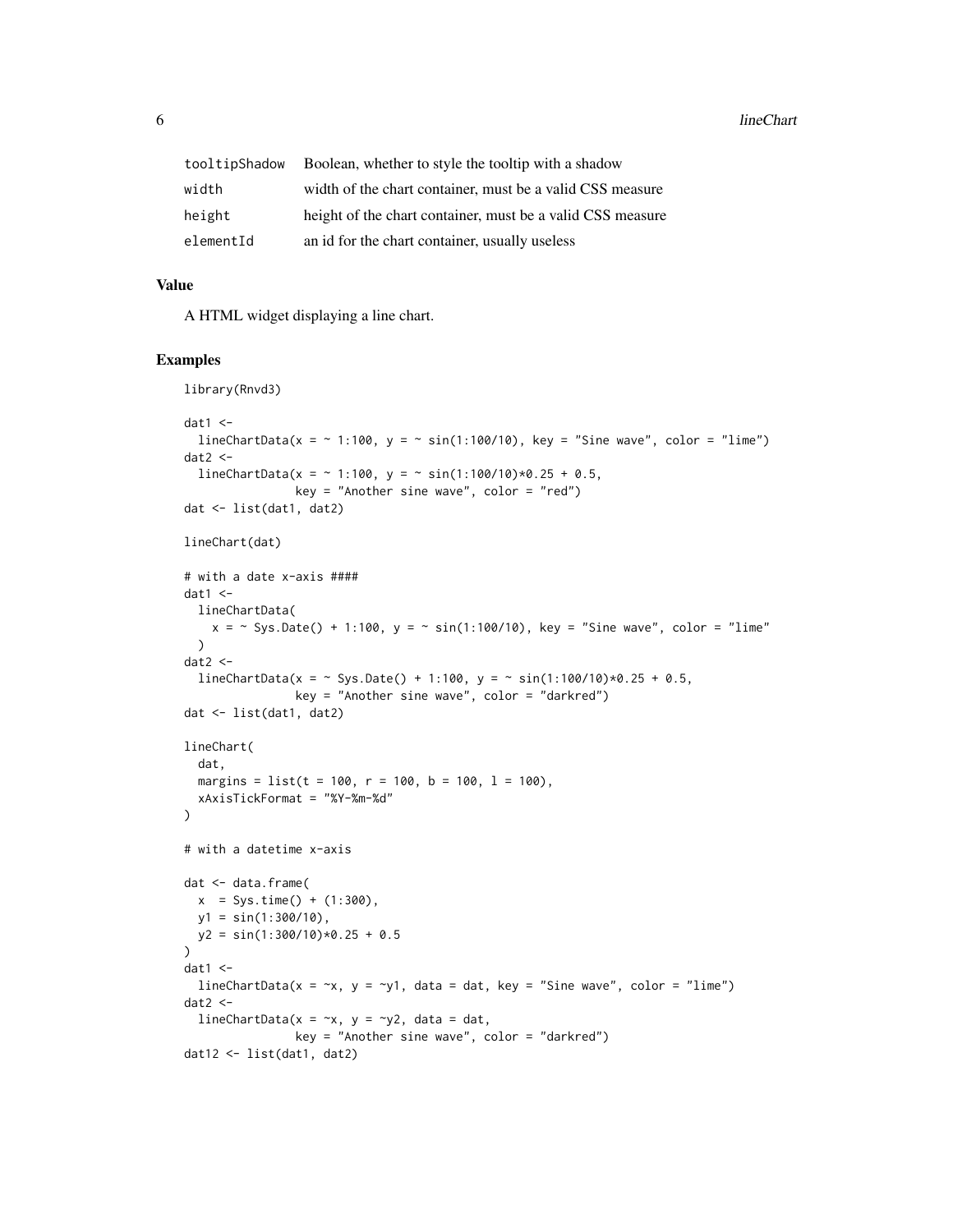| | |
|---|---|
| tooltipShadow | Boolean, whether to style the tooltip with a shadow |
| width | width of the chart container, must be a valid CSS measure |
| height | height of the chart container, must be a valid CSS measure |
| elementId | an id for the chart container, usually useless |

## Value

A HTML widget displaying a line chart.

## Examples

```
library(Rnvd3)

dat1 <-
  lineChartData(x = ~ 1:100, y = ~ sin(1:100/10), key = "Sine wave", color = "lime")
dat2 <-
  lineChartData(x = ~ 1:100, y = ~ sin(1:100/10)*0.25 + 0.5,
                key = "Another sine wave", color = "red")
dat <- list(dat1, dat2)

lineChart(dat)

# with a date x-axis ####
dat1 <-
  lineChartData(
    x = ~ Sys.Date() + 1:100, y = ~ sin(1:100/10), key = "Sine wave", color = "lime"
  )
dat2 <-
  lineChartData(x = ~ Sys.Date() + 1:100, y = ~ sin(1:100/10)*0.25 + 0.5,
                key = "Another sine wave", color = "darkred")
dat <- list(dat1, dat2)

lineChart(
  dat,
  margins = list(t = 100, r = 100, b = 100, l = 100),
  xAxisTickFormat = "%Y-%m-%d"
)

# with a datetime x-axis

dat <- data.frame(
  x  = Sys.time() + (1:300),
  y1 = sin(1:300/10),
  y2 = sin(1:300/10)*0.25 + 0.5
)
dat1 <-
  lineChartData(x = ~x, y = ~y1, data = dat, key = "Sine wave", color = "lime")
dat2 <-
  lineChartData(x = ~x, y = ~y2, data = dat,
                key = "Another sine wave", color = "darkred")
dat12 <- list(dat1, dat2)
```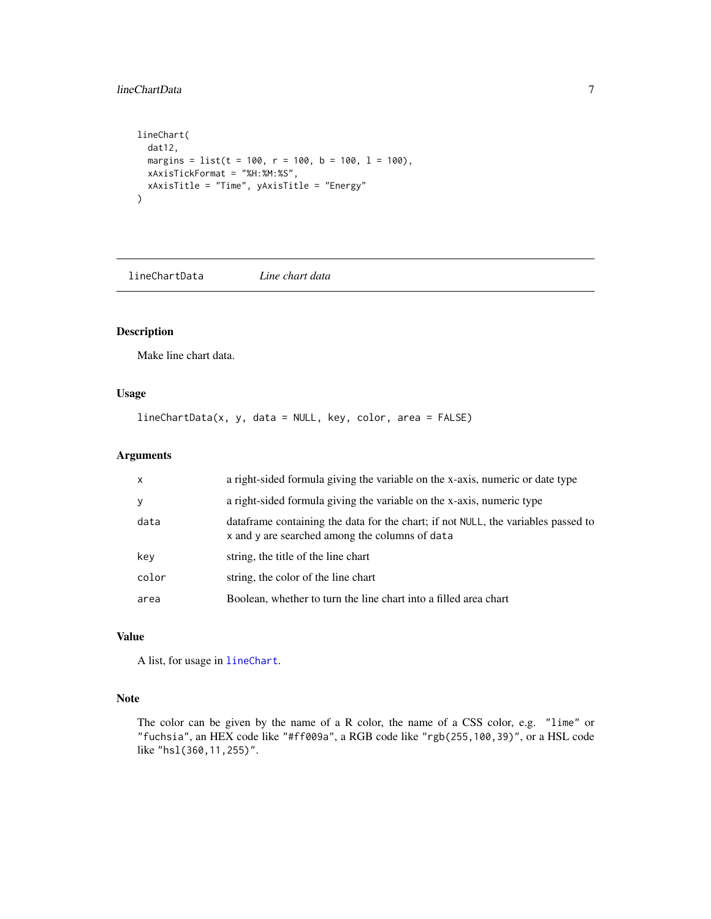```
lineChart(
  dat12,
  margins = list(t = 100, r = 100, b = 100, l = 100),
  xAxisTickFormat = "%H:%M:%S",
  xAxisTitle = "Time", yAxisTitle = "Energy"
)
```

## lineChartData *Line chart data*

### Description

Make line chart data.

### Usage

```
lineChartData(x, y, data = NULL, key, color, area = FALSE)
```

### Arguments

| | |
|---|---|
| `x` | a right-sided formula giving the variable on the x-axis, numeric or date type |
| `y` | a right-sided formula giving the variable on the x-axis, numeric type |
| `data` | dataframe containing the data for the chart; if not `NULL`, the variables passed to `x` and `y` are searched among the columns of `data` |
| `key` | string, the title of the line chart |
| `color` | string, the color of the line chart |
| `area` | Boolean, whether to turn the line chart into a filled area chart |

### Value

A list, for usage in `lineChart`.

### Note

The color can be given by the name of a R color, the name of a CSS color, e.g. `"lime"` or `"fuchsia"`, an HEX code like `"#ff009a"`, a RGB code like `"rgb(255,100,39)"`, or a HSL code like `"hsl(360,11,255)"`.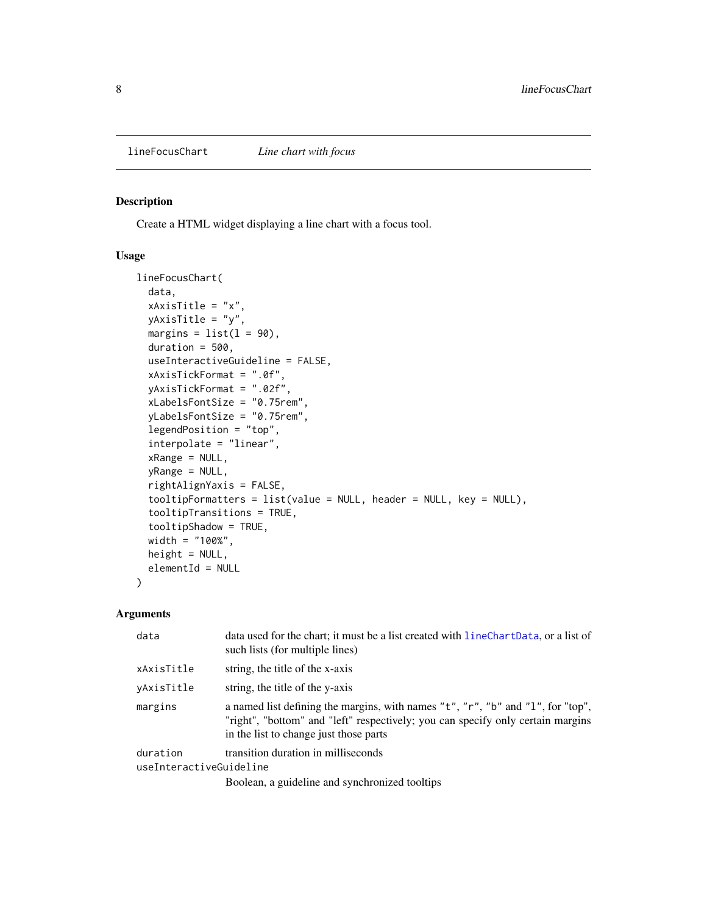`lineFocusChart` *Line chart with focus*

### Description

Create a HTML widget displaying a line chart with a focus tool.

### Usage

```
lineFocusChart(
  data,
  xAxisTitle = "x",
  yAxisTitle = "y",
  margins = list(l = 90),
  duration = 500,
  useInteractiveGuideline = FALSE,
  xAxisTickFormat = ".0f",
  yAxisTickFormat = ".02f",
  xLabelsFontSize = "0.75rem",
  yLabelsFontSize = "0.75rem",
  legendPosition = "top",
  interpolate = "linear",
  xRange = NULL,
  yRange = NULL,
  rightAlignYaxis = FALSE,
  tooltipFormatters = list(value = NULL, header = NULL, key = NULL),
  tooltipTransitions = TRUE,
  tooltipShadow = TRUE,
  width = "100%",
  height = NULL,
  elementId = NULL
)
```

### Arguments

| | |
|---|---|
| `data` | data used for the chart; it must be a list created with `lineChartData`, or a list of such lists (for multiple lines) |
| `xAxisTitle` | string, the title of the x-axis |
| `yAxisTitle` | string, the title of the y-axis |
| `margins` | a named list defining the margins, with names `"t"`, `"r"`, `"b"` and `"l"`, for "top", "right", "bottom" and "left" respectively; you can specify only certain margins in the list to change just those parts |
| `duration` | transition duration in milliseconds |
| `useInteractiveGuideline` | Boolean, a guideline and synchronized tooltips |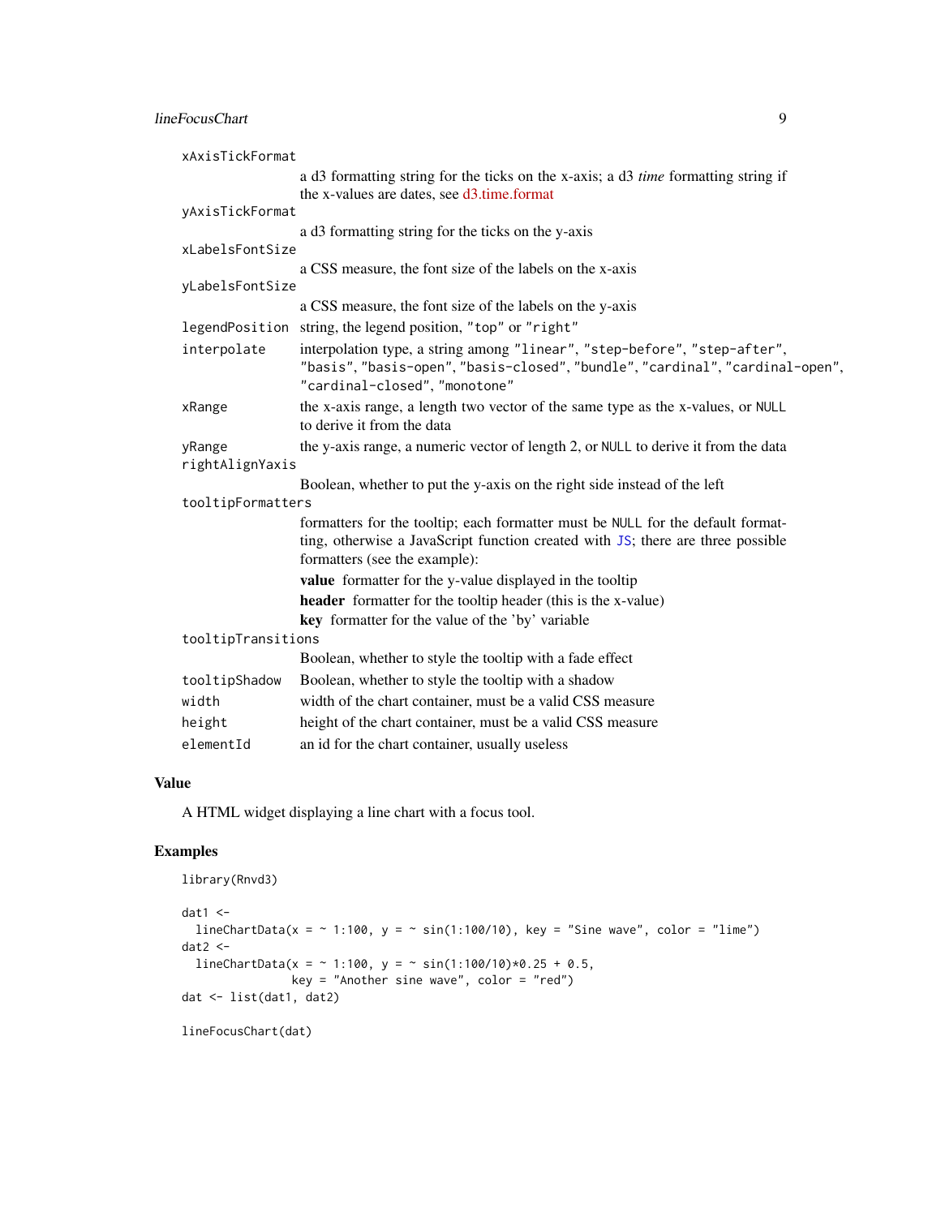`xAxisTickFormat`
: a d3 formatting string for the ticks on the x-axis; a d3 *time* formatting string if the x-values are dates, see d3.time.format

`yAxisTickFormat`
: a d3 formatting string for the ticks on the y-axis

`xLabelsFontSize`
: a CSS measure, the font size of the labels on the x-axis

`yLabelsFontSize`
: a CSS measure, the font size of the labels on the y-axis

`legendPosition`
: string, the legend position, `"top"` or `"right"`

`interpolate`
: interpolation type, a string among `"linear"`, `"step-before"`, `"step-after"`, `"basis"`, `"basis-open"`, `"basis-closed"`, `"bundle"`, `"cardinal"`, `"cardinal-open"`, `"cardinal-closed"`, `"monotone"`

`xRange`
: the x-axis range, a length two vector of the same type as the x-values, or `NULL` to derive it from the data

`yRange`
: the y-axis range, a numeric vector of length 2, or `NULL` to derive it from the data

`rightAlignYaxis`
: Boolean, whether to put the y-axis on the right side instead of the left

`tooltipFormatters`
: formatters for the tooltip; each formatter must be `NULL` for the default formatting, otherwise a JavaScript function created with `JS`; there are three possible formatters (see the example):

  **value** formatter for the y-value displayed in the tooltip

  **header** formatter for the tooltip header (this is the x-value)

  **key** formatter for the value of the 'by' variable

`tooltipTransitions`
: Boolean, whether to style the tooltip with a fade effect

`tooltipShadow`
: Boolean, whether to style the tooltip with a shadow

`width`
: width of the chart container, must be a valid CSS measure

`height`
: height of the chart container, must be a valid CSS measure

`elementId`
: an id for the chart container, usually useless

## Value

A HTML widget displaying a line chart with a focus tool.

## Examples

```
library(Rnvd3)

dat1 <-
  lineChartData(x = ~ 1:100, y = ~ sin(1:100/10), key = "Sine wave", color = "lime")
dat2 <-
  lineChartData(x = ~ 1:100, y = ~ sin(1:100/10)*0.25 + 0.5,
                key = "Another sine wave", color = "red")
dat <- list(dat1, dat2)

lineFocusChart(dat)
```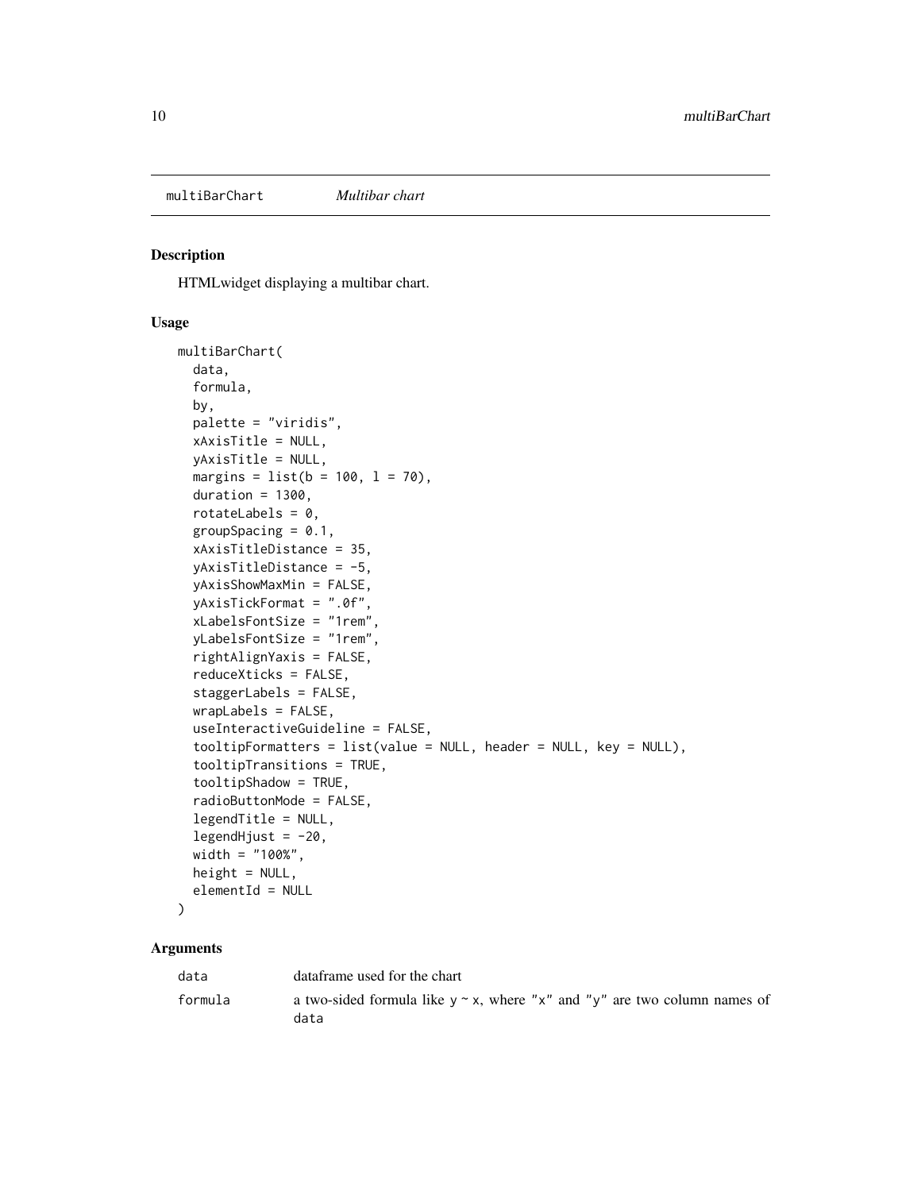multiBarChart    *Multibar chart*

## Description

HTMLwidget displaying a multibar chart.

## Usage

```
multiBarChart(
  data,
  formula,
  by,
  palette = "viridis",
  xAxisTitle = NULL,
  yAxisTitle = NULL,
  margins = list(b = 100, l = 70),
  duration = 1300,
  rotateLabels = 0,
  groupSpacing = 0.1,
  xAxisTitleDistance = 35,
  yAxisTitleDistance = -5,
  yAxisShowMaxMin = FALSE,
  yAxisTickFormat = ".0f",
  xLabelsFontSize = "1rem",
  yLabelsFontSize = "1rem",
  rightAlignYaxis = FALSE,
  reduceXticks = FALSE,
  staggerLabels = FALSE,
  wrapLabels = FALSE,
  useInteractiveGuideline = FALSE,
  tooltipFormatters = list(value = NULL, header = NULL, key = NULL),
  tooltipTransitions = TRUE,
  tooltipShadow = TRUE,
  radioButtonMode = FALSE,
  legendTitle = NULL,
  legendHjust = -20,
  width = "100%",
  height = NULL,
  elementId = NULL
)
```

## Arguments

| | |
|---|---|
| data | dataframe used for the chart |
| formula | a two-sided formula like `y ~ x`, where "x" and "y" are two column names of data |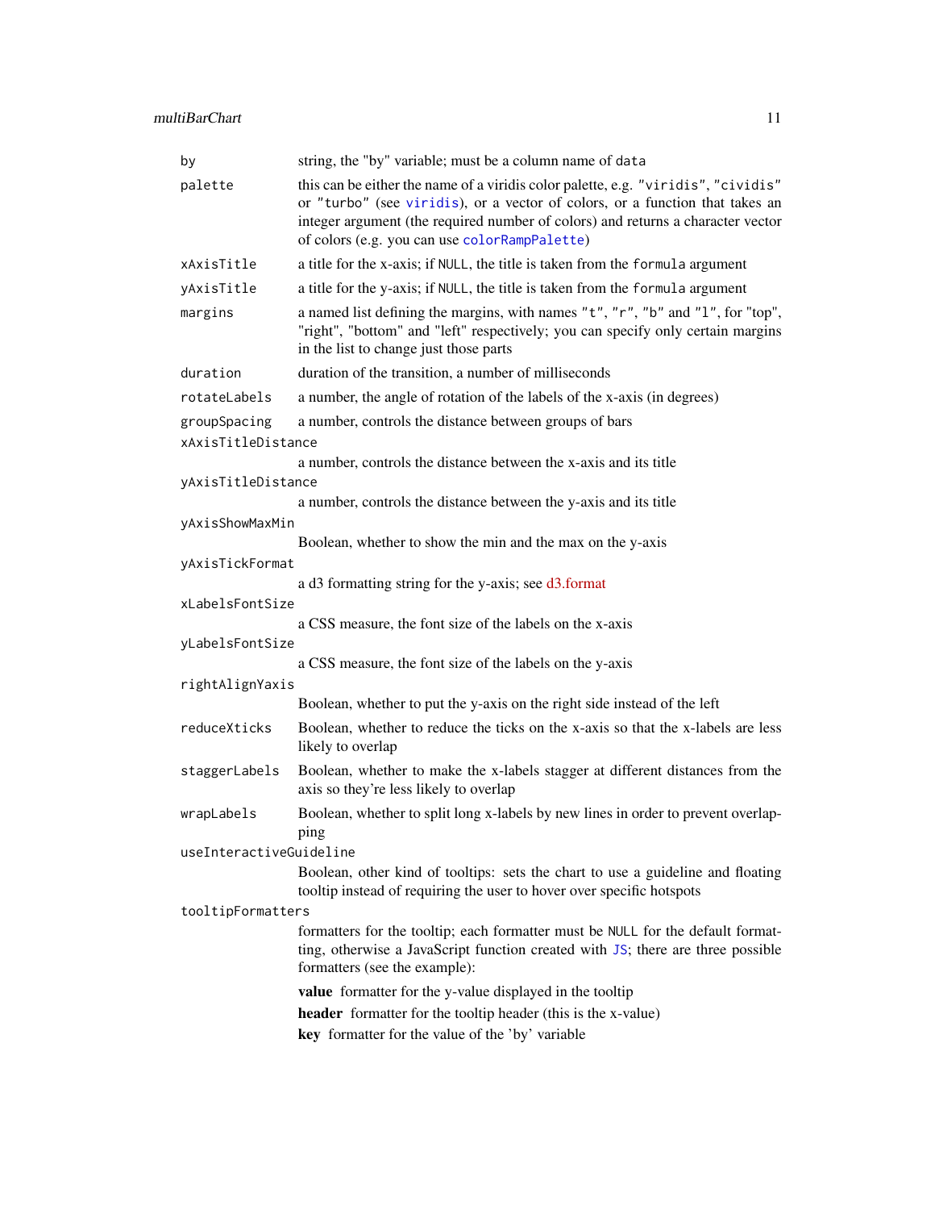| | |
|---|---|
| `by` | string, the "by" variable; must be a column name of `data` |
| `palette` | this can be either the name of a viridis color palette, e.g. `"viridis"`, `"cividis"` or `"turbo"` (see `viridis`), or a vector of colors, or a function that takes an integer argument (the required number of colors) and returns a character vector of colors (e.g. you can use `colorRampPalette`) |
| `xAxisTitle` | a title for the x-axis; if `NULL`, the title is taken from the `formula` argument |
| `yAxisTitle` | a title for the y-axis; if `NULL`, the title is taken from the `formula` argument |
| `margins` | a named list defining the margins, with names `"t"`, `"r"`, `"b"` and `"l"`, for "top", "right", "bottom" and "left" respectively; you can specify only certain margins in the list to change just those parts |
| `duration` | duration of the transition, a number of milliseconds |
| `rotateLabels` | a number, the angle of rotation of the labels of the x-axis (in degrees) |
| `groupSpacing` | a number, controls the distance between groups of bars |
| `xAxisTitleDistance` | a number, controls the distance between the x-axis and its title |
| `yAxisTitleDistance` | a number, controls the distance between the y-axis and its title |
| `yAxisShowMaxMin` | Boolean, whether to show the min and the max on the y-axis |
| `yAxisTickFormat` | a d3 formatting string for the y-axis; see d3.format |
| `xLabelsFontSize` | a CSS measure, the font size of the labels on the x-axis |
| `yLabelsFontSize` | a CSS measure, the font size of the labels on the y-axis |
| `rightAlignYaxis` | Boolean, whether to put the y-axis on the right side instead of the left |
| `reduceXticks` | Boolean, whether to reduce the ticks on the x-axis so that the x-labels are less likely to overlap |
| `staggerLabels` | Boolean, whether to make the x-labels stagger at different distances from the axis so they're less likely to overlap |
| `wrapLabels` | Boolean, whether to split long x-labels by new lines in order to prevent overlapping |
| `useInteractiveGuideline` | Boolean, other kind of tooltips: sets the chart to use a guideline and floating tooltip instead of requiring the user to hover over specific hotspots |
| `tooltipFormatters` | formatters for the tooltip; each formatter must be `NULL` for the default formatting, otherwise a JavaScript function created with `JS`; there are three possible formatters (see the example): **value** formatter for the y-value displayed in the tooltip; **header** formatter for the tooltip header (this is the x-value); **key** formatter for the value of the 'by' variable |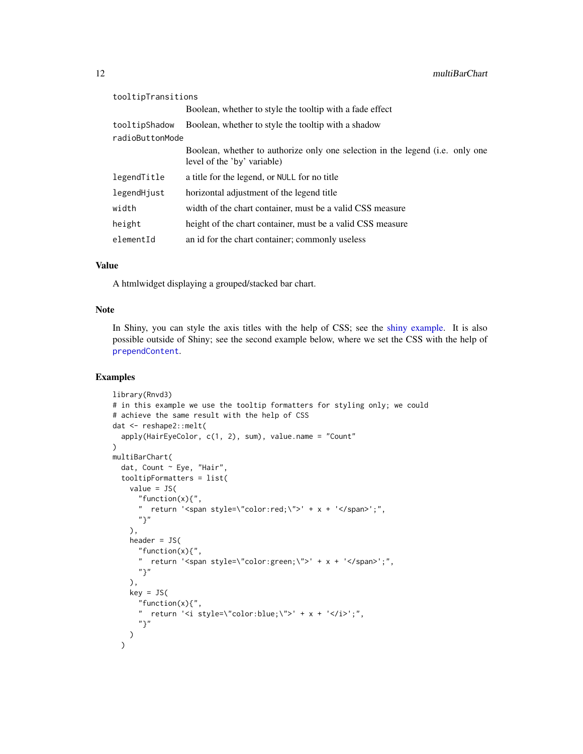| | |
|---|---|
| `tooltipTransitions` | Boolean, whether to style the tooltip with a fade effect |
| `tooltipShadow` | Boolean, whether to style the tooltip with a shadow |
| `radioButtonMode` | Boolean, whether to authorize only one selection in the legend (i.e. only one level of the 'by' variable) |
| `legendTitle` | a title for the legend, or `NULL` for no title |
| `legendHjust` | horizontal adjustment of the legend title |
| `width` | width of the chart container, must be a valid CSS measure |
| `height` | height of the chart container, must be a valid CSS measure |
| `elementId` | an id for the chart container; commonly useless |

## Value

A htmlwidget displaying a grouped/stacked bar chart.

## Note

In Shiny, you can style the axis titles with the help of CSS; see the shiny example. It is also possible outside of Shiny; see the second example below, where we set the CSS with the help of `prependContent`.

## Examples

```
library(Rnvd3)
# in this example we use the tooltip formatters for styling only; we could
# achieve the same result with the help of CSS
dat <- reshape2::melt(
  apply(HairEyeColor, c(1, 2), sum), value.name = "Count"
)
multiBarChart(
  dat, Count ~ Eye, "Hair",
  tooltipFormatters = list(
    value = JS(
      "function(x){",
      "  return '<span style=\"color:red;\">' + x + '</span>';",
      "}"
    ),
    header = JS(
      "function(x){",
      "  return '<span style=\"color:green;\">' + x + '</span>';",
      "}"
    ),
    key = JS(
      "function(x){",
      "  return '<i style=\"color:blue;\">' + x + '</i>';",
      "}"
    )
  )
```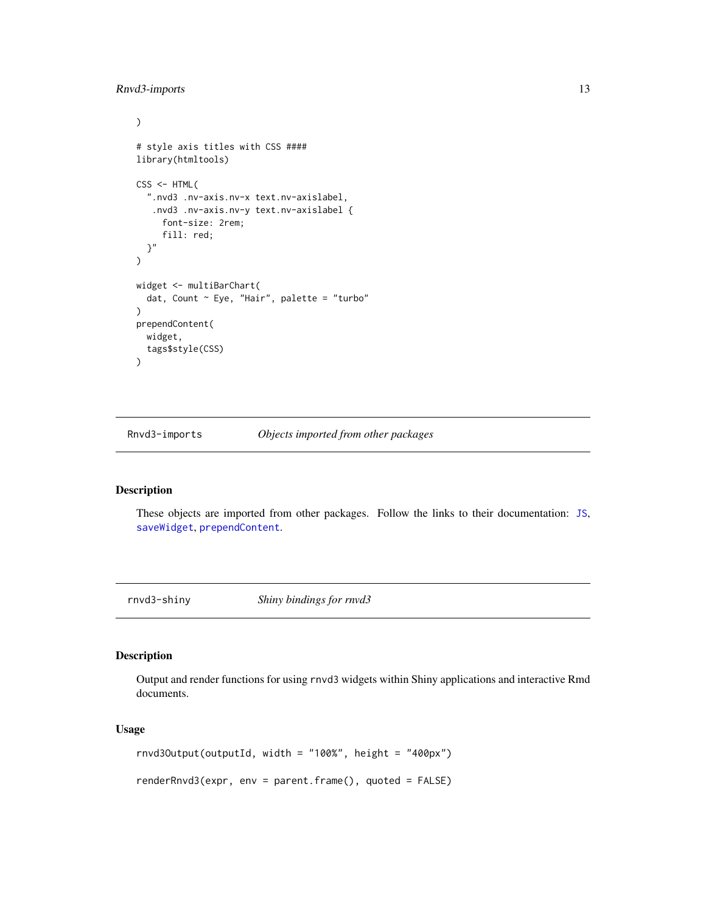```
)

# style axis titles with CSS ####
library(htmltools)

CSS <- HTML(
  ".nvd3 .nv-axis.nv-x text.nv-axislabel,
   .nvd3 .nv-axis.nv-y text.nv-axislabel {
     font-size: 2rem;
     fill: red;
  }"
)

widget <- multiBarChart(
  dat, Count ~ Eye, "Hair", palette = "turbo"
)
prependContent(
  widget,
  tags$style(CSS)
)
```

---

`Rnvd3-imports` *Objects imported from other packages*

---

## Description

These objects are imported from other packages. Follow the links to their documentation: `JS`, `saveWidget`, `prependContent`.

---

`rnvd3-shiny` *Shiny bindings for rnvd3*

---

## Description

Output and render functions for using `rnvd3` widgets within Shiny applications and interactive Rmd documents.

## Usage

```
rnvd3Output(outputId, width = "100%", height = "400px")

renderRnvd3(expr, env = parent.frame(), quoted = FALSE)
```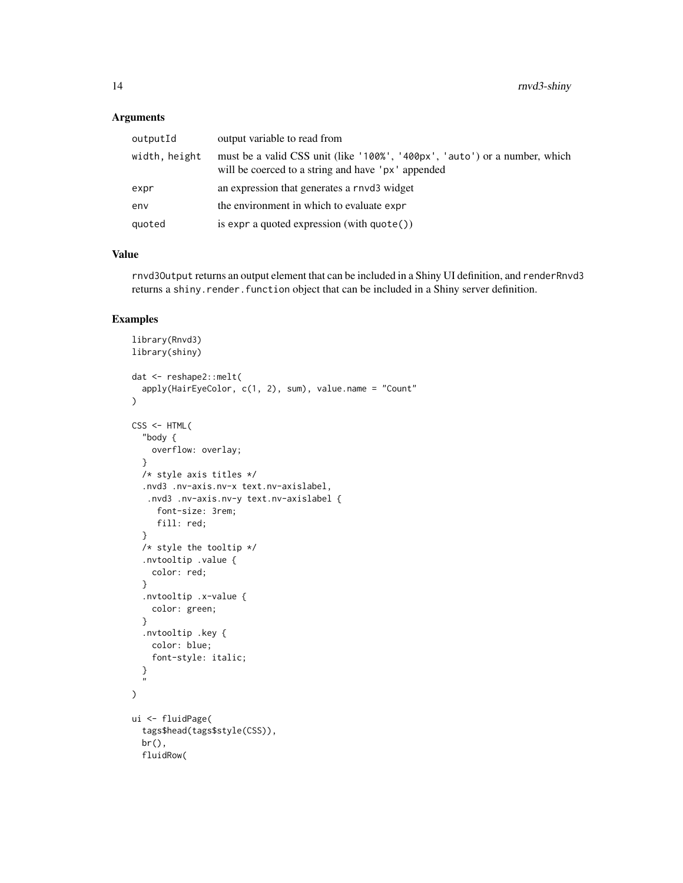### Arguments

| | |
|---|---|
| outputId | output variable to read from |
| width, height | must be a valid CSS unit (like '100%', '400px', 'auto') or a number, which will be coerced to a string and have 'px' appended |
| expr | an expression that generates a rnvd3 widget |
| env | the environment in which to evaluate expr |
| quoted | is expr a quoted expression (with quote()) |

### Value

rnvd3Output returns an output element that can be included in a Shiny UI definition, and renderRnvd3 returns a shiny.render.function object that can be included in a Shiny server definition.

### Examples

```
library(Rnvd3)
library(shiny)

dat <- reshape2::melt(
  apply(HairEyeColor, c(1, 2), sum), value.name = "Count"
)

CSS <- HTML(
  "body {
    overflow: overlay;
  }
  /* style axis titles */
  .nvd3 .nv-axis.nv-x text.nv-axislabel,
   .nvd3 .nv-axis.nv-y text.nv-axislabel {
     font-size: 3rem;
     fill: red;
  }
  /* style the tooltip */
  .nvtooltip .value {
    color: red;
  }
  .nvtooltip .x-value {
    color: green;
  }
  .nvtooltip .key {
    color: blue;
    font-style: italic;
  }
  "
)

ui <- fluidPage(
  tags$head(tags$style(CSS)),
  br(),
  fluidRow(
```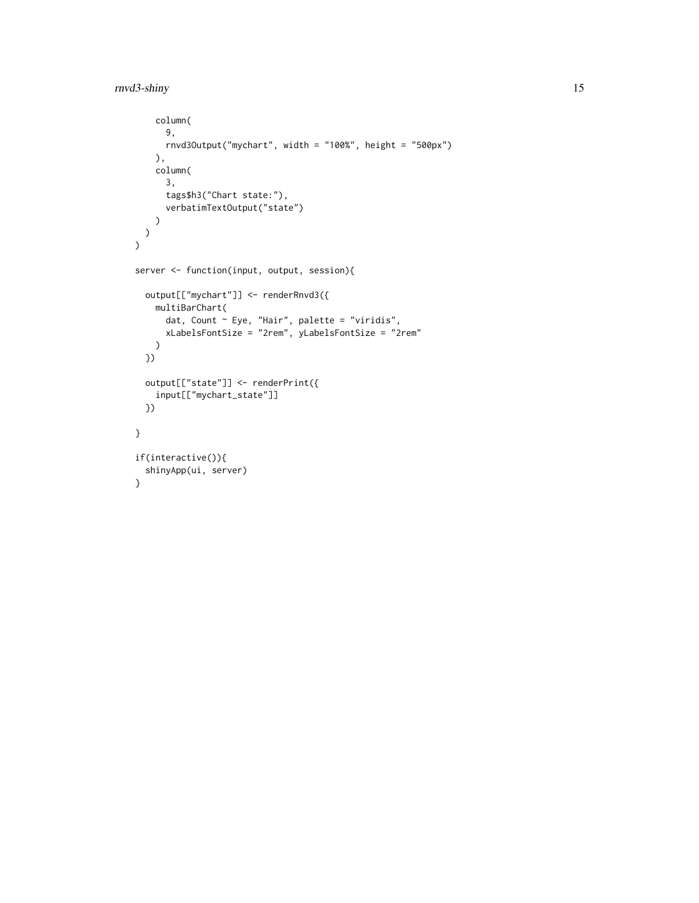```
    column(
      9,
      rnvd3Output("mychart", width = "100%", height = "500px")
    ),
    column(
      3,
      tags$h3("Chart state:"),
      verbatimTextOutput("state")
    )
  )
)

server <- function(input, output, session){

  output[["mychart"]] <- renderRnvd3({
    multiBarChart(
      dat, Count ~ Eye, "Hair", palette = "viridis",
      xLabelsFontSize = "2rem", yLabelsFontSize = "2rem"
    )
  })

  output[["state"]] <- renderPrint({
    input[["mychart_state"]]
  })

}

if(interactive()){
  shinyApp(ui, server)
}
```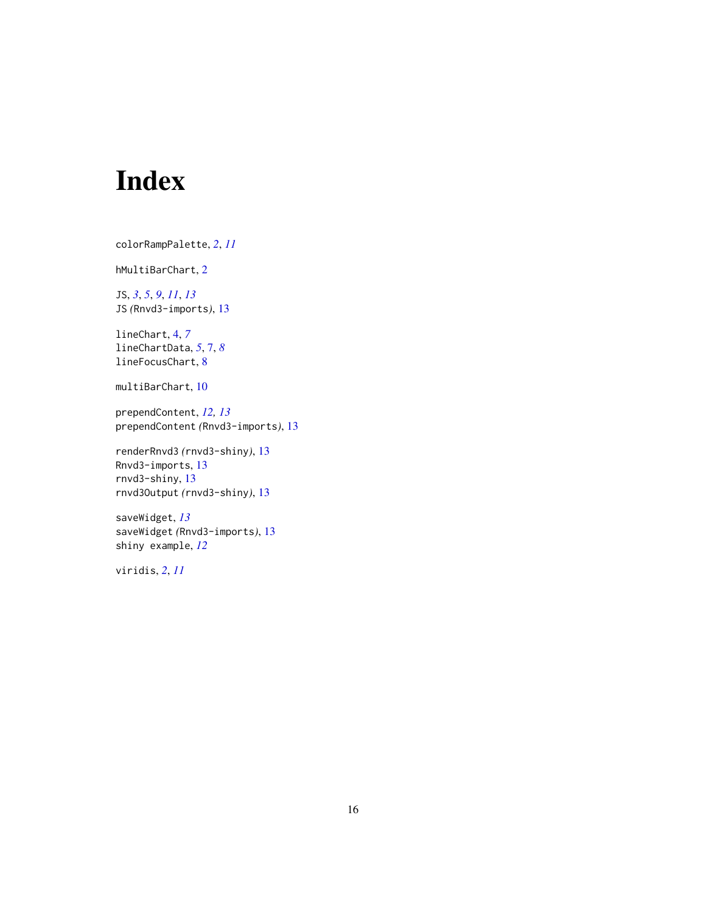# Index

colorRampPalette, *2*, *11*

hMultiBarChart, 2

JS, *3*, *5*, *9*, *11*, *13*
JS *(*Rnvd3-imports*)*, 13

lineChart, 4, *7*
lineChartData, *5*, 7, *8*
lineFocusChart, 8

multiBarChart, 10

prependContent, *12, 13*
prependContent *(*Rnvd3-imports*)*, 13

renderRnvd3 *(*rnvd3-shiny*)*, 13
Rnvd3-imports, 13
rnvd3-shiny, 13
rnvd3Output *(*rnvd3-shiny*)*, 13

saveWidget, *13*
saveWidget *(*Rnvd3-imports*)*, 13
shiny example, *12*

viridis, *2*, *11*